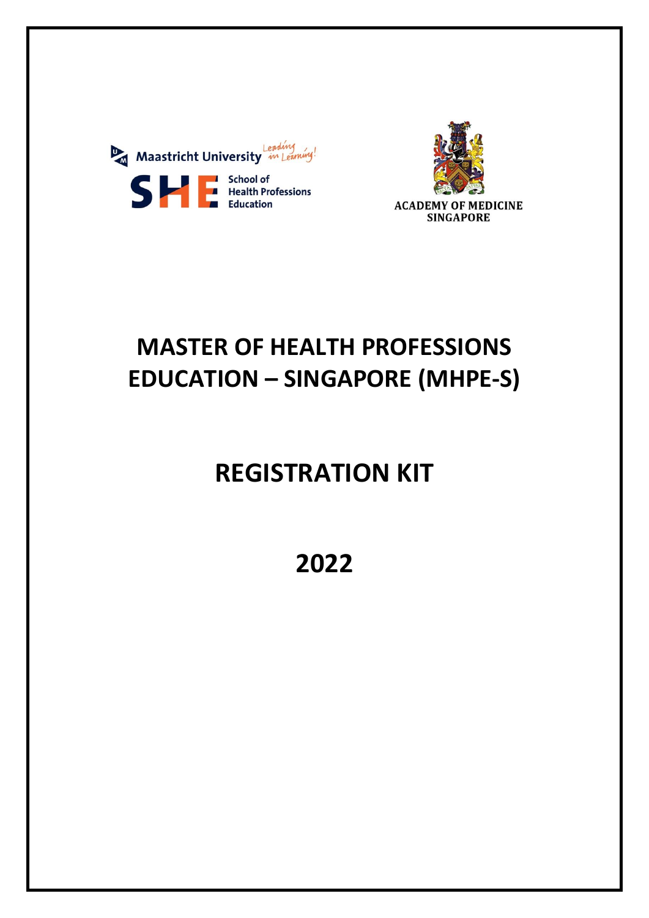Maastricht University *Leading in Learning!*

SHE School of Health Professions Education

ACADEMY OF MEDICINE SINGAPORE

# MASTER OF HEALTH PROFESSIONS EDUCATION – SINGAPORE (MHPE-S)

# REGISTRATION KIT

# 2022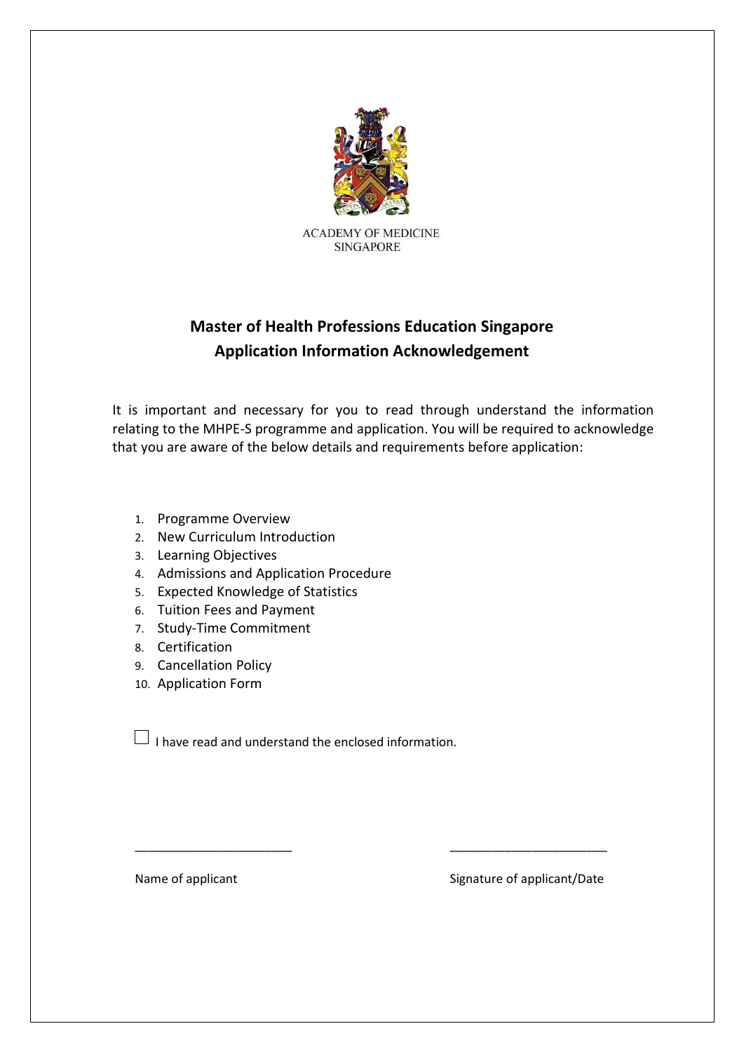ACADEMY OF MEDICINE
SINGAPORE

# Master of Health Professions Education Singapore
# Application Information Acknowledgement

It is important and necessary for you to read through understand the information relating to the MHPE-S programme and application. You will be required to acknowledge that you are aware of the below details and requirements before application:

1. Programme Overview
2. New Curriculum Introduction
3. Learning Objectives
4. Admissions and Application Procedure
5. Expected Knowledge of Statistics
6. Tuition Fees and Payment
7. Study-Time Commitment
8. Certification
9. Cancellation Policy
10. Application Form

☐ I have read and understand the enclosed information.

_______________________ _______________________

Name of applicant Signature of applicant/Date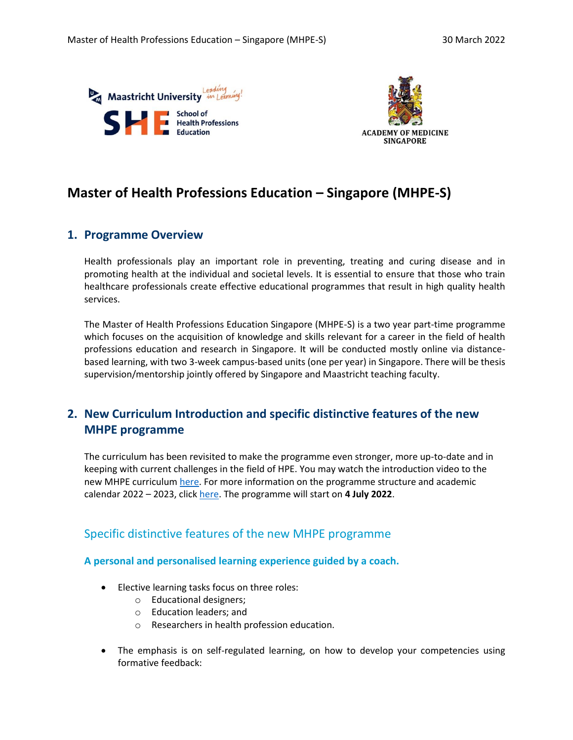# Master of Health Professions Education – Singapore (MHPE-S)

## 1. Programme Overview

Health professionals play an important role in preventing, treating and curing disease and in promoting health at the individual and societal levels. It is essential to ensure that those who train healthcare professionals create effective educational programmes that result in high quality health services.

The Master of Health Professions Education Singapore (MHPE-S) is a two year part-time programme which focuses on the acquisition of knowledge and skills relevant for a career in the field of health professions education and research in Singapore. It will be conducted mostly online via distance-based learning, with two 3-week campus-based units (one per year) in Singapore. There will be thesis supervision/mentorship jointly offered by Singapore and Maastricht teaching faculty.

## 2. New Curriculum Introduction and specific distinctive features of the new MHPE programme

The curriculum has been revisited to make the programme even stronger, more up-to-date and in keeping with current challenges in the field of HPE. You may watch the introduction video to the new MHPE curriculum here. For more information on the programme structure and academic calendar 2022 – 2023, click here. The programme will start on **4 July 2022**.

### Specific distinctive features of the new MHPE programme

**A personal and personalised learning experience guided by a coach.**

- Elective learning tasks focus on three roles:
  - Educational designers;
  - Education leaders; and
  - Researchers in health profession education.
- The emphasis is on self-regulated learning, on how to develop your competencies using formative feedback: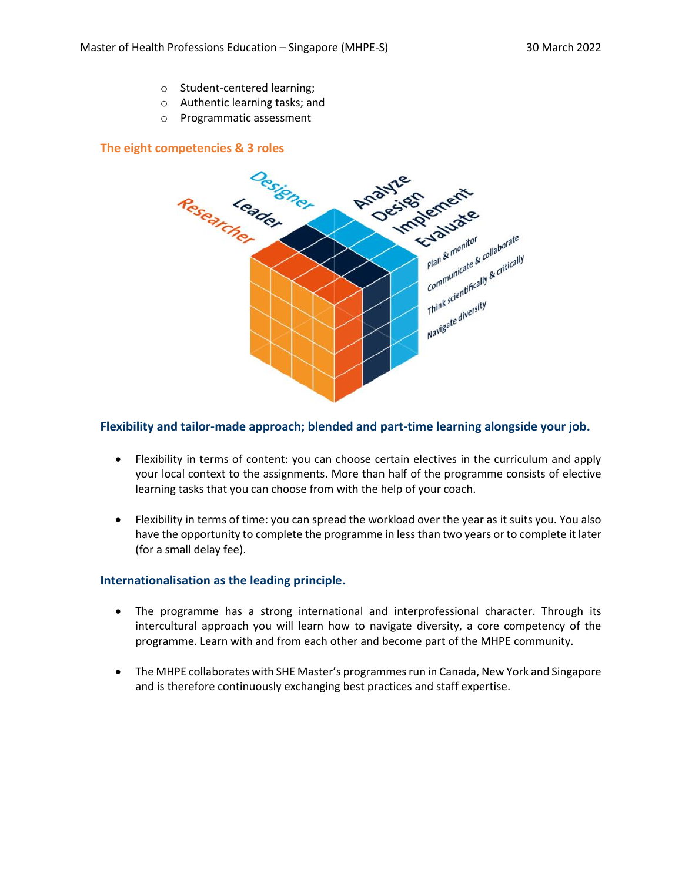- Student-centered learning;
- Authentic learning tasks; and
- Programmatic assessment

### The eight competencies & 3 roles

Designer
Leader
Researcher

Analyze
Design
Implement
Evaluate
Plan & monitor
Communicate & collaborate
Think scientifically & critically
Navigate diversity

### Flexibility and tailor-made approach; blended and part-time learning alongside your job.

- Flexibility in terms of content: you can choose certain electives in the curriculum and apply your local context to the assignments. More than half of the programme consists of elective learning tasks that you can choose from with the help of your coach.
- Flexibility in terms of time: you can spread the workload over the year as it suits you. You also have the opportunity to complete the programme in less than two years or to complete it later (for a small delay fee).

### Internationalisation as the leading principle.

- The programme has a strong international and interprofessional character. Through its intercultural approach you will learn how to navigate diversity, a core competency of the programme. Learn with and from each other and become part of the MHPE community.
- The MHPE collaborates with SHE Master's programmes run in Canada, New York and Singapore and is therefore continuously exchanging best practices and staff expertise.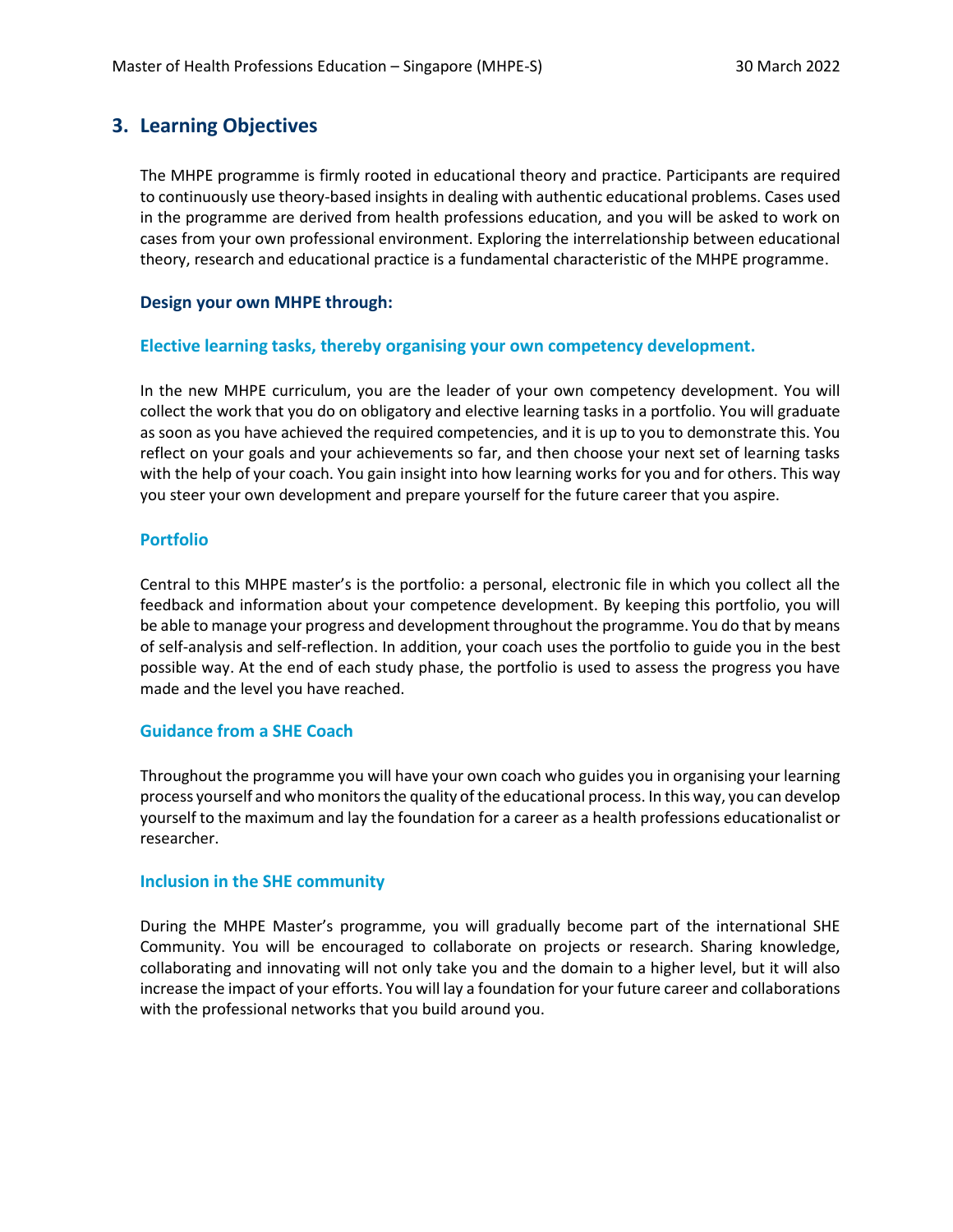## 3. Learning Objectives

The MHPE programme is firmly rooted in educational theory and practice. Participants are required to continuously use theory-based insights in dealing with authentic educational problems. Cases used in the programme are derived from health professions education, and you will be asked to work on cases from your own professional environment. Exploring the interrelationship between educational theory, research and educational practice is a fundamental characteristic of the MHPE programme.

**Design your own MHPE through:**

### Elective learning tasks, thereby organising your own competency development.

In the new MHPE curriculum, you are the leader of your own competency development. You will collect the work that you do on obligatory and elective learning tasks in a portfolio. You will graduate as soon as you have achieved the required competencies, and it is up to you to demonstrate this. You reflect on your goals and your achievements so far, and then choose your next set of learning tasks with the help of your coach. You gain insight into how learning works for you and for others. This way you steer your own development and prepare yourself for the future career that you aspire.

### Portfolio

Central to this MHPE master's is the portfolio: a personal, electronic file in which you collect all the feedback and information about your competence development. By keeping this portfolio, you will be able to manage your progress and development throughout the programme. You do that by means of self-analysis and self-reflection. In addition, your coach uses the portfolio to guide you in the best possible way. At the end of each study phase, the portfolio is used to assess the progress you have made and the level you have reached.

### Guidance from a SHE Coach

Throughout the programme you will have your own coach who guides you in organising your learning process yourself and who monitors the quality of the educational process. In this way, you can develop yourself to the maximum and lay the foundation for a career as a health professions educationalist or researcher.

### Inclusion in the SHE community

During the MHPE Master's programme, you will gradually become part of the international SHE Community. You will be encouraged to collaborate on projects or research. Sharing knowledge, collaborating and innovating will not only take you and the domain to a higher level, but it will also increase the impact of your efforts. You will lay a foundation for your future career and collaborations with the professional networks that you build around you.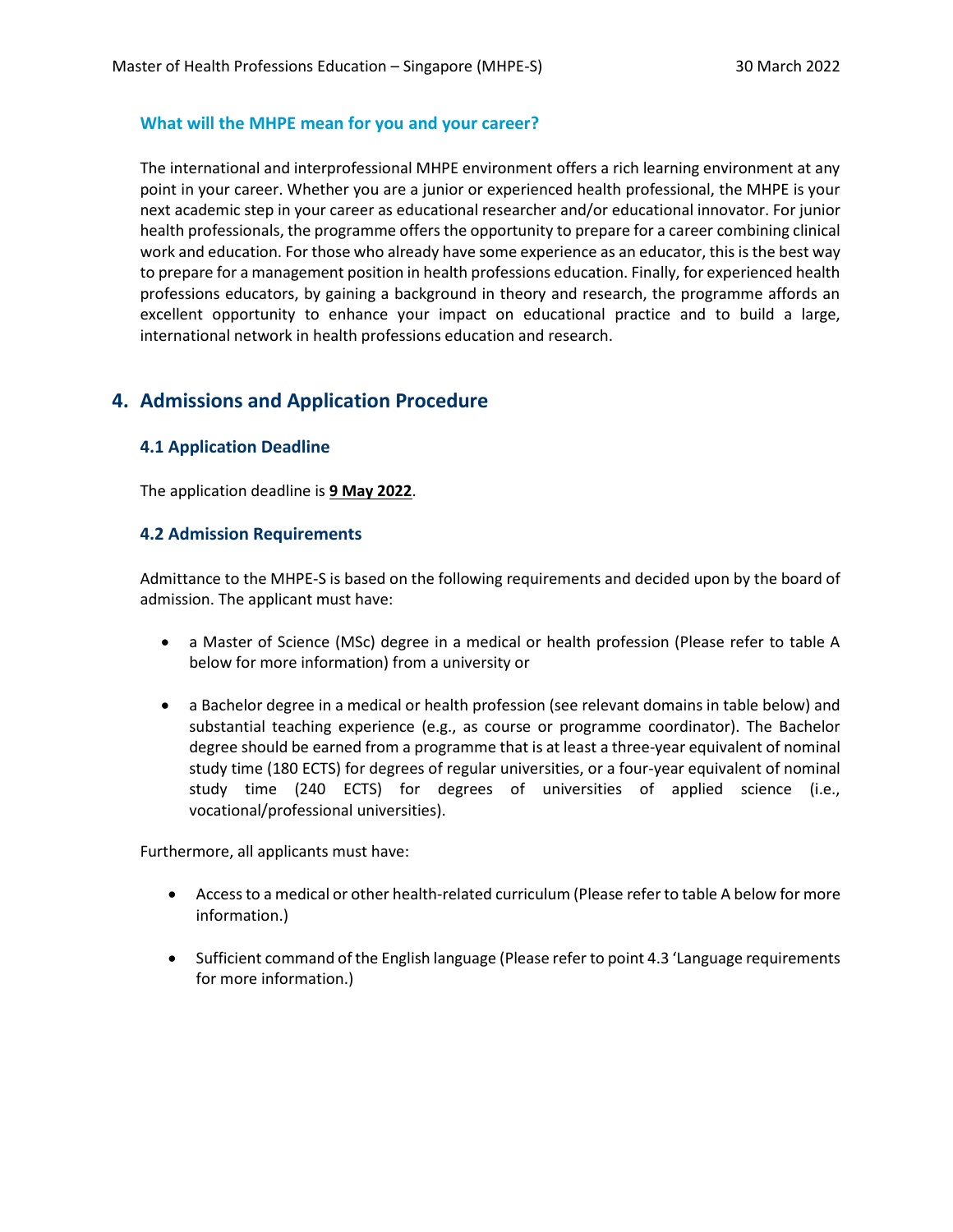### What will the MHPE mean for you and your career?

The international and interprofessional MHPE environment offers a rich learning environment at any point in your career. Whether you are a junior or experienced health professional, the MHPE is your next academic step in your career as educational researcher and/or educational innovator. For junior health professionals, the programme offers the opportunity to prepare for a career combining clinical work and education. For those who already have some experience as an educator, this is the best way to prepare for a management position in health professions education. Finally, for experienced health professions educators, by gaining a background in theory and research, the programme affords an excellent opportunity to enhance your impact on educational practice and to build a large, international network in health professions education and research.

## 4. Admissions and Application Procedure

### 4.1 Application Deadline

The application deadline is **9 May 2022**.

### 4.2 Admission Requirements

Admittance to the MHPE-S is based on the following requirements and decided upon by the board of admission. The applicant must have:

- a Master of Science (MSc) degree in a medical or health profession (Please refer to table A below for more information) from a university or
- a Bachelor degree in a medical or health profession (see relevant domains in table below) and substantial teaching experience (e.g., as course or programme coordinator). The Bachelor degree should be earned from a programme that is at least a three-year equivalent of nominal study time (180 ECTS) for degrees of regular universities, or a four-year equivalent of nominal study time (240 ECTS) for degrees of universities of applied science (i.e., vocational/professional universities).

Furthermore, all applicants must have:

- Access to a medical or other health-related curriculum (Please refer to table A below for more information.)
- Sufficient command of the English language (Please refer to point 4.3 'Language requirements for more information.)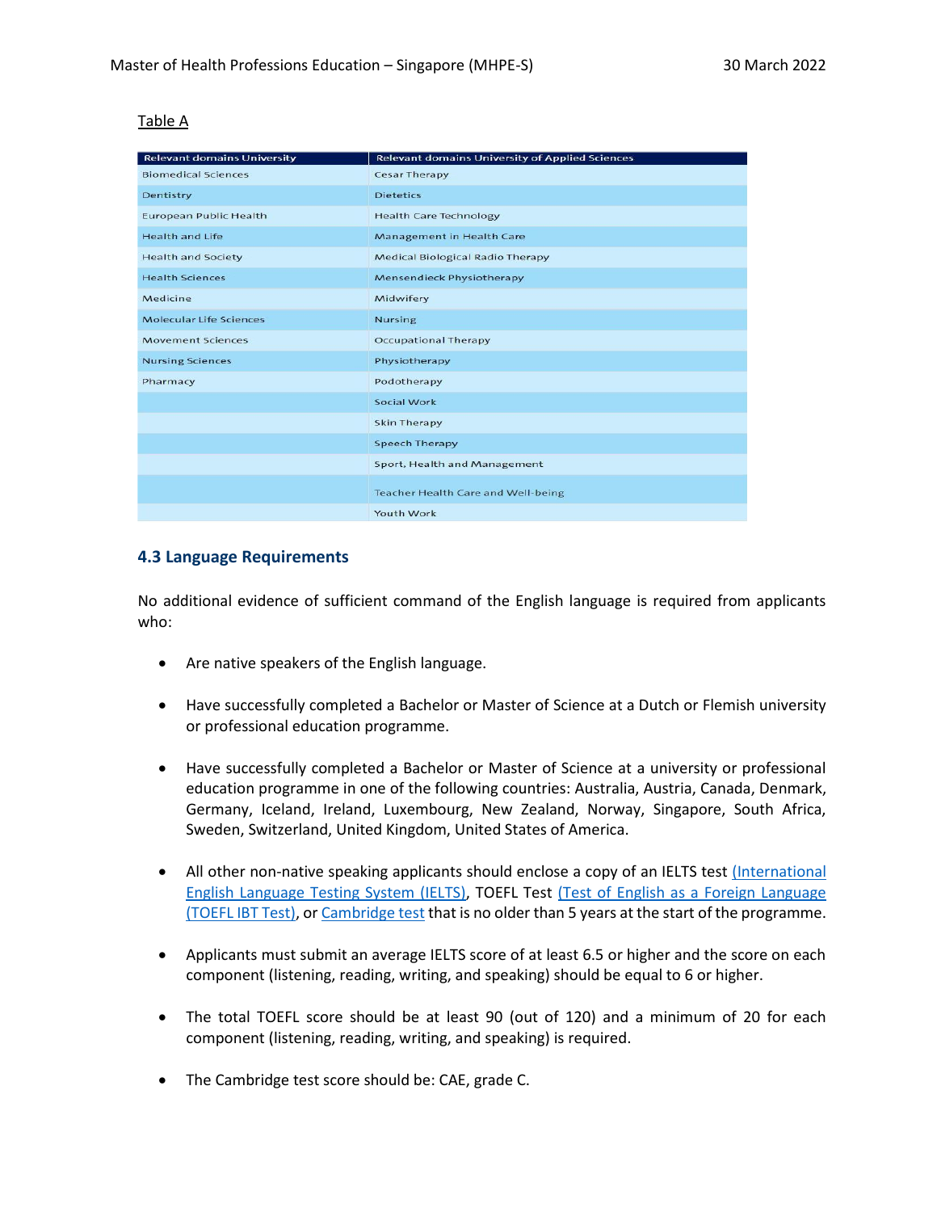Table A

| Relevant domains University | Relevant domains University of Applied Sciences |
|---|---|
| Biomedical Sciences | Cesar Therapy |
| Dentistry | Dietetics |
| European Public Health | Health Care Technology |
| Health and Life | Management in Health Care |
| Health and Society | Medical Biological Radio Therapy |
| Health Sciences | Mensendieck Physiotherapy |
| Medicine | Midwifery |
| Molecular Life Sciences | Nursing |
| Movement Sciences | Occupational Therapy |
| Nursing Sciences | Physiotherapy |
| Pharmacy | Podotherapy |
| | Social Work |
| | Skin Therapy |
| | Speech Therapy |
| | Sport, Health and Management |
| | Teacher Health Care and Well-being |
| | Youth Work |

### 4.3 Language Requirements

No additional evidence of sufficient command of the English language is required from applicants who:

- Are native speakers of the English language.
- Have successfully completed a Bachelor or Master of Science at a Dutch or Flemish university or professional education programme.
- Have successfully completed a Bachelor or Master of Science at a university or professional education programme in one of the following countries: Australia, Austria, Canada, Denmark, Germany, Iceland, Ireland, Luxembourg, New Zealand, Norway, Singapore, South Africa, Sweden, Switzerland, United Kingdom, United States of America.
- All other non-native speaking applicants should enclose a copy of an IELTS test (International English Language Testing System (IELTS), TOEFL Test (Test of English as a Foreign Language (TOEFL IBT Test), or Cambridge test that is no older than 5 years at the start of the programme.
- Applicants must submit an average IELTS score of at least 6.5 or higher and the score on each component (listening, reading, writing, and speaking) should be equal to 6 or higher.
- The total TOEFL score should be at least 90 (out of 120) and a minimum of 20 for each component (listening, reading, writing, and speaking) is required.
- The Cambridge test score should be: CAE, grade C.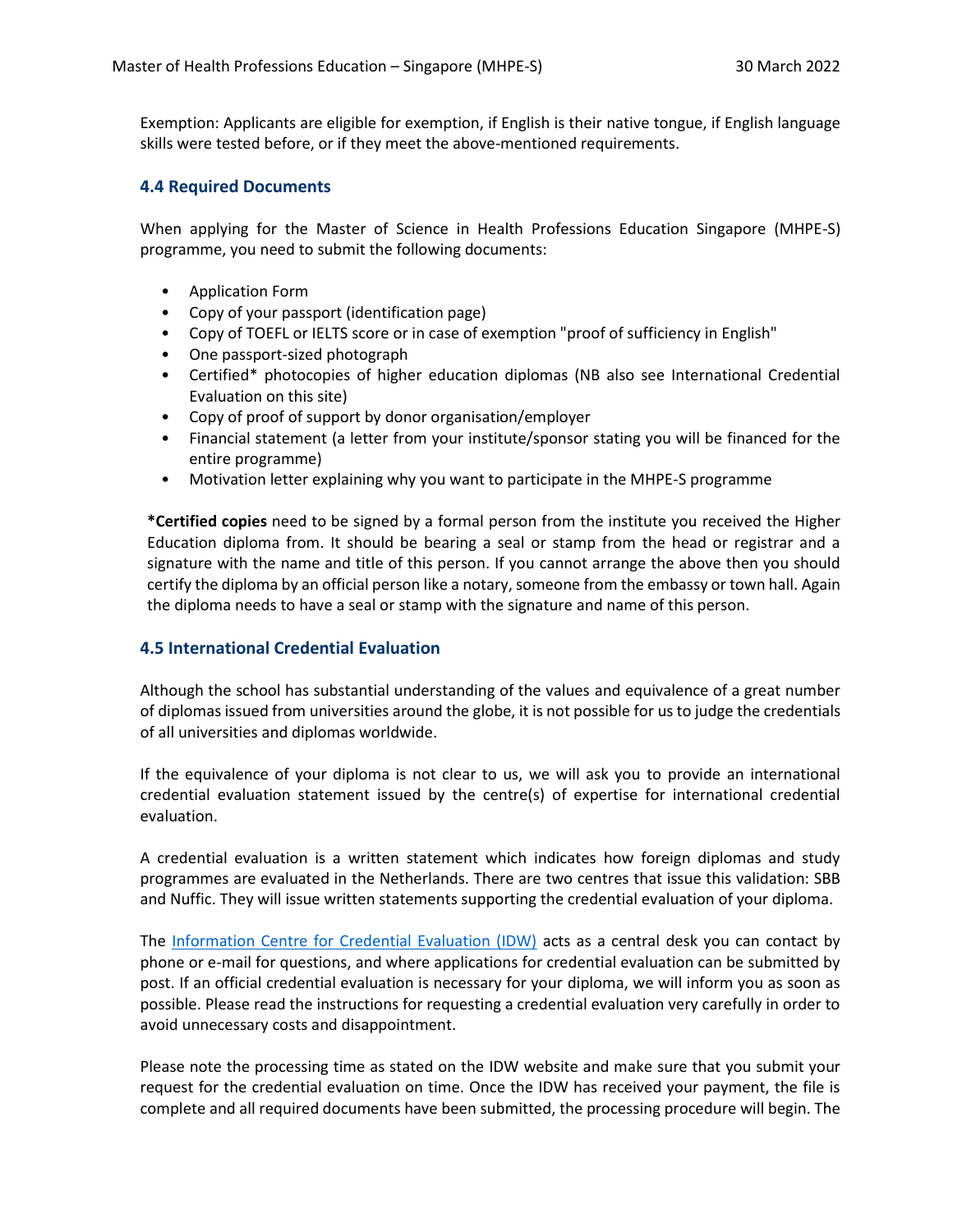Exemption: Applicants are eligible for exemption, if English is their native tongue, if English language skills were tested before, or if they meet the above-mentioned requirements.

### 4.4 Required Documents

When applying for the Master of Science in Health Professions Education Singapore (MHPE-S) programme, you need to submit the following documents:

- Application Form
- Copy of your passport (identification page)
- Copy of TOEFL or IELTS score or in case of exemption "proof of sufficiency in English"
- One passport-sized photograph
- Certified* photocopies of higher education diplomas (NB also see International Credential Evaluation on this site)
- Copy of proof of support by donor organisation/employer
- Financial statement (a letter from your institute/sponsor stating you will be financed for the entire programme)
- Motivation letter explaining why you want to participate in the MHPE-S programme

***Certified copies** need to be signed by a formal person from the institute you received the Higher Education diploma from. It should be bearing a seal or stamp from the head or registrar and a signature with the name and title of this person. If you cannot arrange the above then you should certify the diploma by an official person like a notary, someone from the embassy or town hall. Again the diploma needs to have a seal or stamp with the signature and name of this person.

### 4.5 International Credential Evaluation

Although the school has substantial understanding of the values and equivalence of a great number of diplomas issued from universities around the globe, it is not possible for us to judge the credentials of all universities and diplomas worldwide.

If the equivalence of your diploma is not clear to us, we will ask you to provide an international credential evaluation statement issued by the centre(s) of expertise for international credential evaluation.

A credential evaluation is a written statement which indicates how foreign diplomas and study programmes are evaluated in the Netherlands. There are two centres that issue this validation: SBB and Nuffic. They will issue written statements supporting the credential evaluation of your diploma.

The [Information Centre for Credential Evaluation (IDW)](#) acts as a central desk you can contact by phone or e-mail for questions, and where applications for credential evaluation can be submitted by post. If an official credential evaluation is necessary for your diploma, we will inform you as soon as possible. Please read the instructions for requesting a credential evaluation very carefully in order to avoid unnecessary costs and disappointment.

Please note the processing time as stated on the IDW website and make sure that you submit your request for the credential evaluation on time. Once the IDW has received your payment, the file is complete and all required documents have been submitted, the processing procedure will begin. The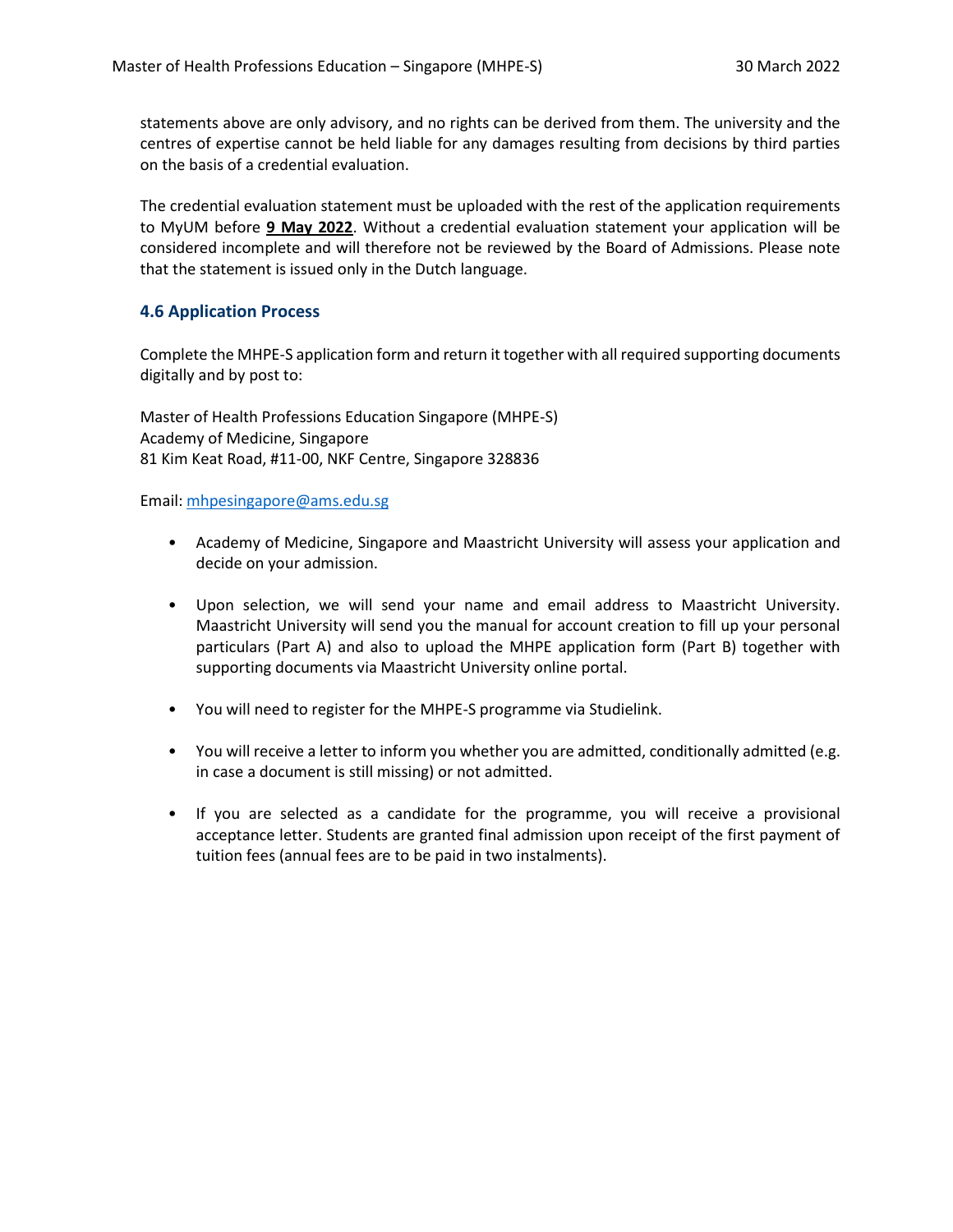statements above are only advisory, and no rights can be derived from them. The university and the centres of expertise cannot be held liable for any damages resulting from decisions by third parties on the basis of a credential evaluation.

The credential evaluation statement must be uploaded with the rest of the application requirements to MyUM before **9 May 2022**. Without a credential evaluation statement your application will be considered incomplete and will therefore not be reviewed by the Board of Admissions. Please note that the statement is issued only in the Dutch language.

### 4.6 Application Process

Complete the MHPE-S application form and return it together with all required supporting documents digitally and by post to:

Master of Health Professions Education Singapore (MHPE-S)
Academy of Medicine, Singapore
81 Kim Keat Road, #11-00, NKF Centre, Singapore 328836

Email: mhpesingapore@ams.edu.sg

- Academy of Medicine, Singapore and Maastricht University will assess your application and decide on your admission.
- Upon selection, we will send your name and email address to Maastricht University. Maastricht University will send you the manual for account creation to fill up your personal particulars (Part A) and also to upload the MHPE application form (Part B) together with supporting documents via Maastricht University online portal.
- You will need to register for the MHPE-S programme via Studielink.
- You will receive a letter to inform you whether you are admitted, conditionally admitted (e.g. in case a document is still missing) or not admitted.
- If you are selected as a candidate for the programme, you will receive a provisional acceptance letter. Students are granted final admission upon receipt of the first payment of tuition fees (annual fees are to be paid in two instalments).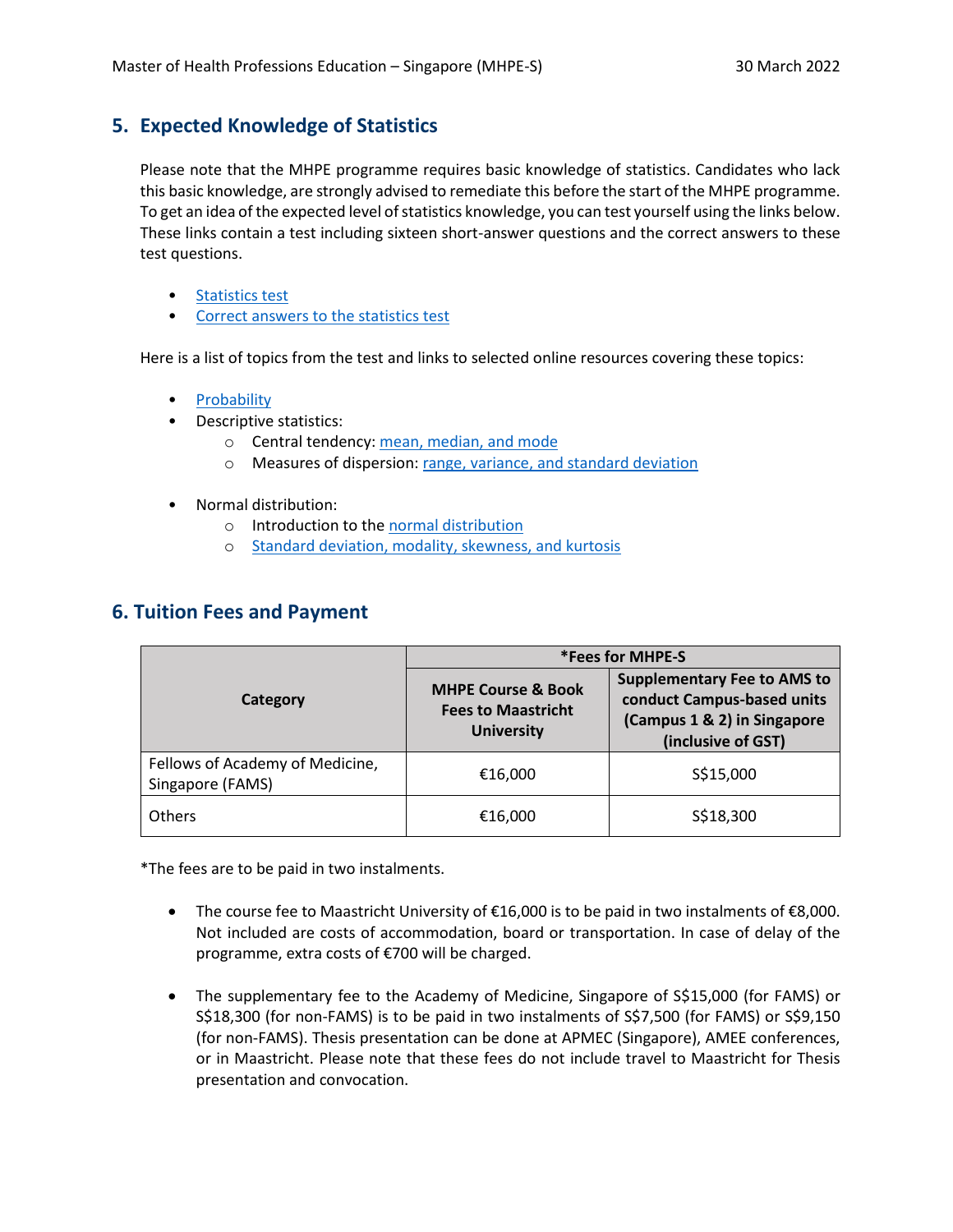## 5. Expected Knowledge of Statistics

Please note that the MHPE programme requires basic knowledge of statistics. Candidates who lack this basic knowledge, are strongly advised to remediate this before the start of the MHPE programme. To get an idea of the expected level of statistics knowledge, you can test yourself using the links below. These links contain a test including sixteen short-answer questions and the correct answers to these test questions.

- Statistics test
- Correct answers to the statistics test

Here is a list of topics from the test and links to selected online resources covering these topics:

- Probability
- Descriptive statistics:
  - Central tendency: mean, median, and mode
  - Measures of dispersion: range, variance, and standard deviation
- Normal distribution:
  - Introduction to the normal distribution
  - Standard deviation, modality, skewness, and kurtosis

## 6. Tuition Fees and Payment

| Category | *Fees for MHPE-S | |
|---|---|---|
| | **MHPE Course & Book Fees to Maastricht University** | **Supplementary Fee to AMS to conduct Campus-based units (Campus 1 & 2) in Singapore (inclusive of GST)** |
| Fellows of Academy of Medicine, Singapore (FAMS) | €16,000 | S$15,000 |
| Others | €16,000 | S$18,300 |

*The fees are to be paid in two instalments.

- The course fee to Maastricht University of €16,000 is to be paid in two instalments of €8,000. Not included are costs of accommodation, board or transportation. In case of delay of the programme, extra costs of €700 will be charged.
- The supplementary fee to the Academy of Medicine, Singapore of S$15,000 (for FAMS) or S$18,300 (for non-FAMS) is to be paid in two instalments of S$7,500 (for FAMS) or S$9,150 (for non-FAMS). Thesis presentation can be done at APMEC (Singapore), AMEE conferences, or in Maastricht. Please note that these fees do not include travel to Maastricht for Thesis presentation and convocation.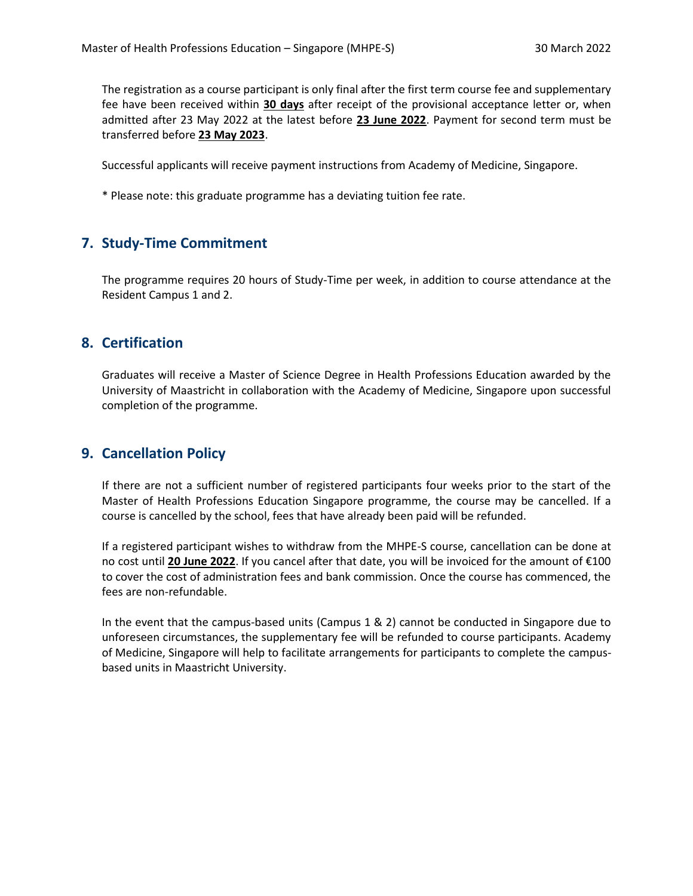The registration as a course participant is only final after the first term course fee and supplementary fee have been received within **30 days** after receipt of the provisional acceptance letter or, when admitted after 23 May 2022 at the latest before **23 June 2022**. Payment for second term must be transferred before **23 May 2023**.

Successful applicants will receive payment instructions from Academy of Medicine, Singapore.

* Please note: this graduate programme has a deviating tuition fee rate.

## 7. Study-Time Commitment

The programme requires 20 hours of Study-Time per week, in addition to course attendance at the Resident Campus 1 and 2.

## 8. Certification

Graduates will receive a Master of Science Degree in Health Professions Education awarded by the University of Maastricht in collaboration with the Academy of Medicine, Singapore upon successful completion of the programme.

## 9. Cancellation Policy

If there are not a sufficient number of registered participants four weeks prior to the start of the Master of Health Professions Education Singapore programme, the course may be cancelled. If a course is cancelled by the school, fees that have already been paid will be refunded.

If a registered participant wishes to withdraw from the MHPE-S course, cancellation can be done at no cost until **20 June 2022**. If you cancel after that date, you will be invoiced for the amount of €100 to cover the cost of administration fees and bank commission. Once the course has commenced, the fees are non-refundable.

In the event that the campus-based units (Campus 1 & 2) cannot be conducted in Singapore due to unforeseen circumstances, the supplementary fee will be refunded to course participants. Academy of Medicine, Singapore will help to facilitate arrangements for participants to complete the campus-based units in Maastricht University.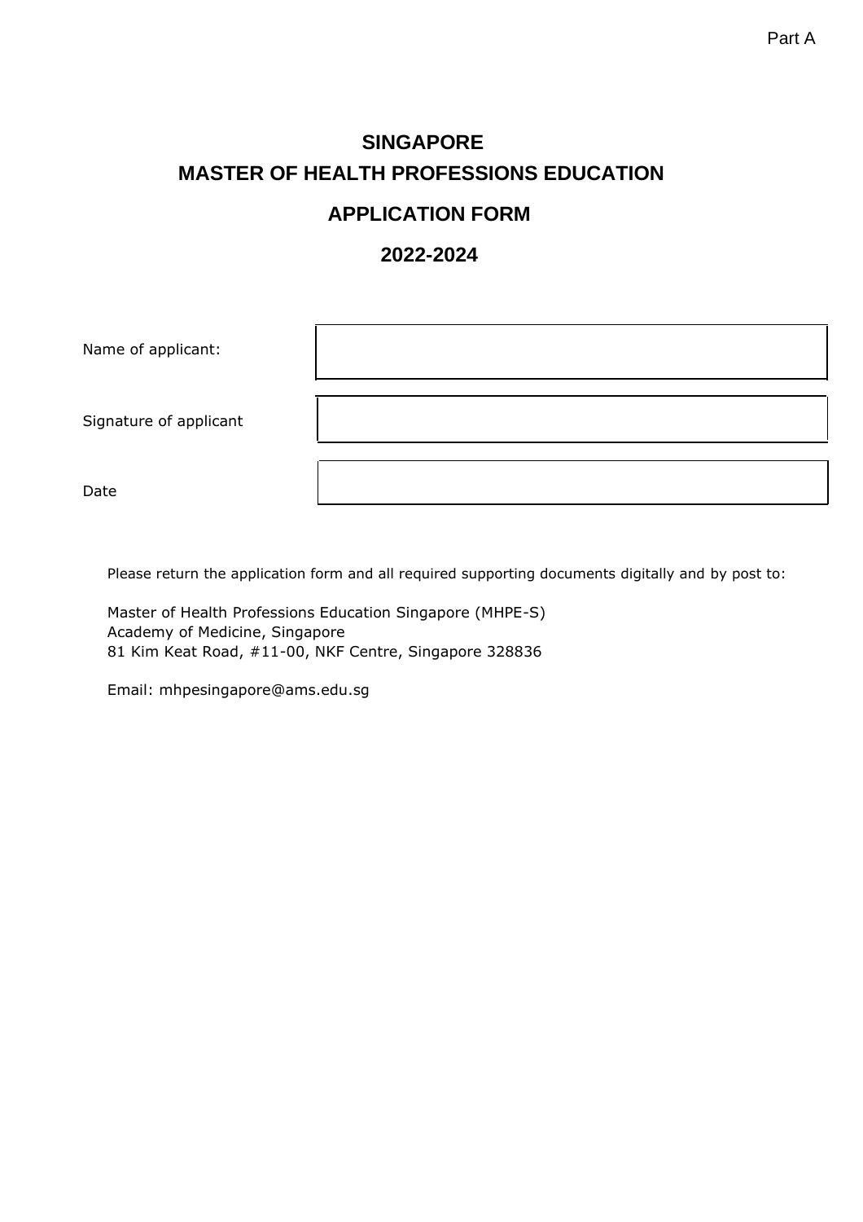Part A

# SINGAPORE
# MASTER OF HEALTH PROFESSIONS EDUCATION

## APPLICATION FORM

## 2022-2024

| | |
|---|---|
| Name of applicant: | |
| Signature of applicant | |
| Date | |

Please return the application form and all required supporting documents digitally and by post to:

Master of Health Professions Education Singapore (MHPE-S)
Academy of Medicine, Singapore
81 Kim Keat Road, #11-00, NKF Centre, Singapore 328836

Email: mhpesingapore@ams.edu.sg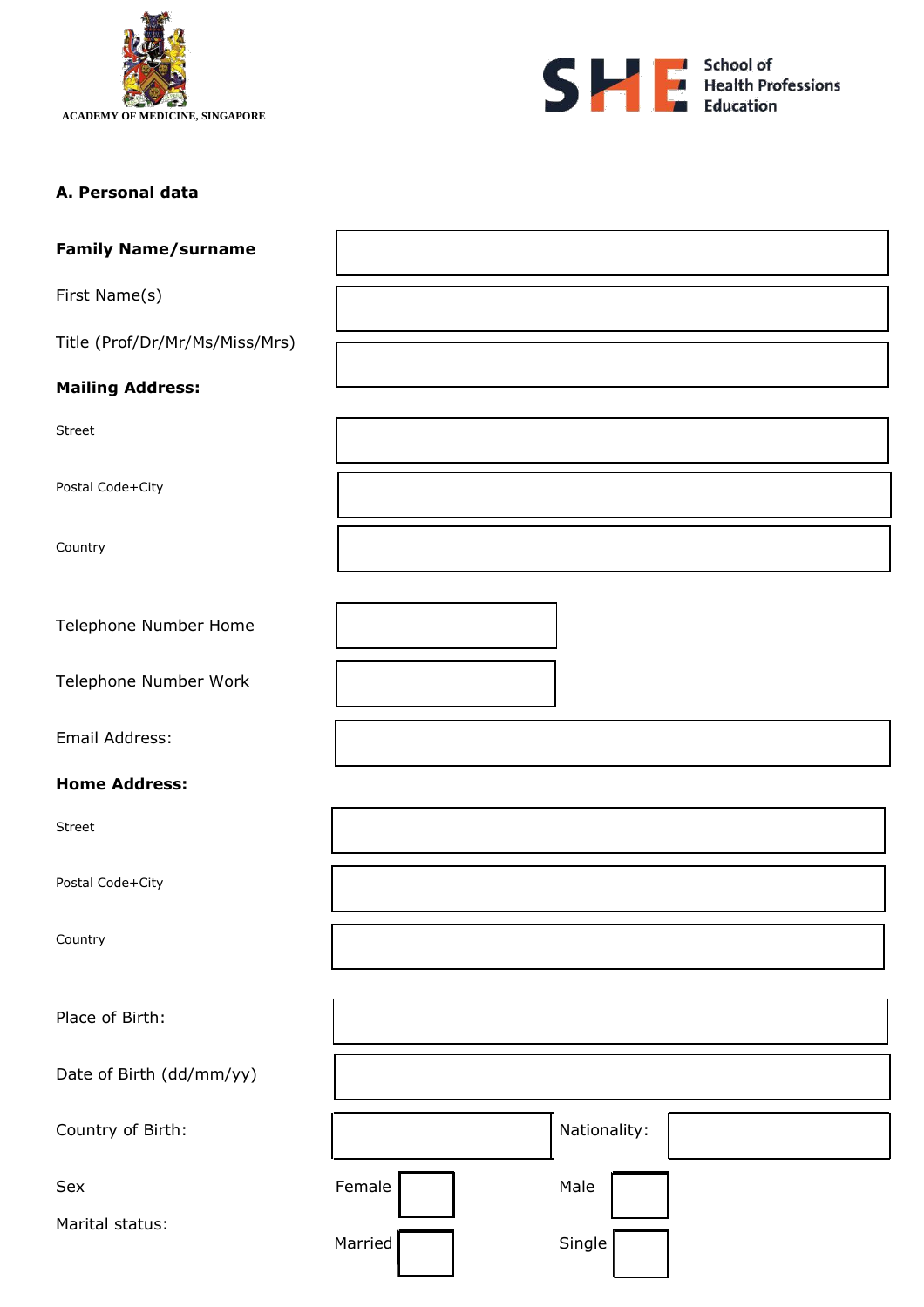ACADEMY OF MEDICINE, SINGAPORE

SHE School of Health Professions Education

**A. Personal data**

| | |
|---|---|
| **Family Name/surname** | |
| First Name(s) | |
| Title (Prof/Dr/Mr/Ms/Miss/Mrs) | |

**Mailing Address:**

| | |
|---|---|
| Street | |
| Postal Code+City | |
| Country | |
| Telephone Number Home | |
| Telephone Number Work | |
| Email Address: | |

**Home Address:**

| | |
|---|---|
| Street | |
| Postal Code+City | |
| Country | |
| Place of Birth: | |
| Date of Birth (dd/mm/yy) | |

| | | | |
|---|---|---|---|
| Country of Birth: | | Nationality: | |
| Sex | Female ☐ | Male ☐ | |
| Marital status: | Married ☐ | Single ☐ | |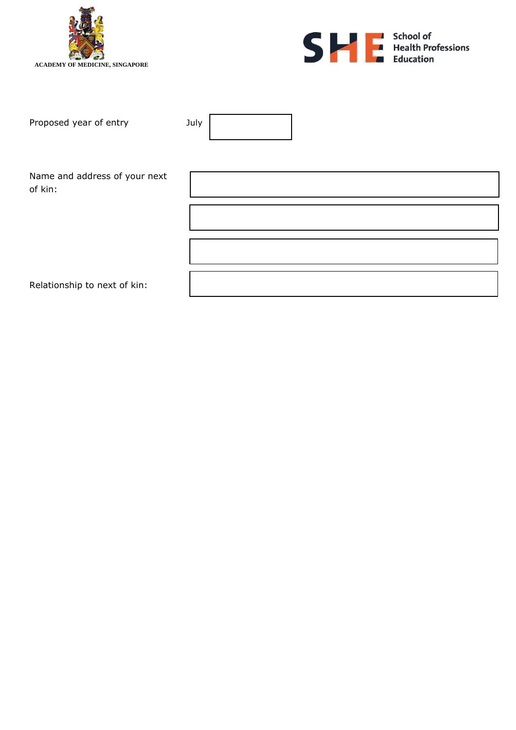ACADEMY OF MEDICINE, SINGAPORE

School of Health Professions Education

| | | |
|---|---|---|
| Proposed year of entry | July | |

| | |
|---|---|
| Name and address of your next of kin: | |
| | |
| | |
| Relationship to next of kin: | |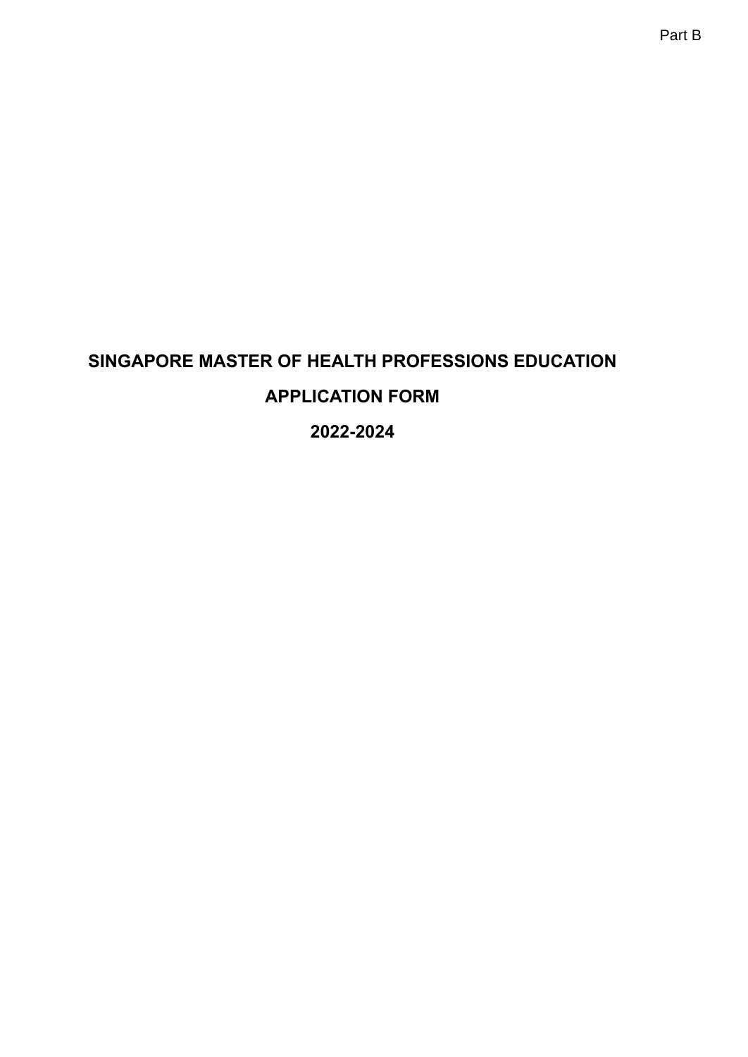Part B

# SINGAPORE MASTER OF HEALTH PROFESSIONS EDUCATION

# APPLICATION FORM

# 2022-2024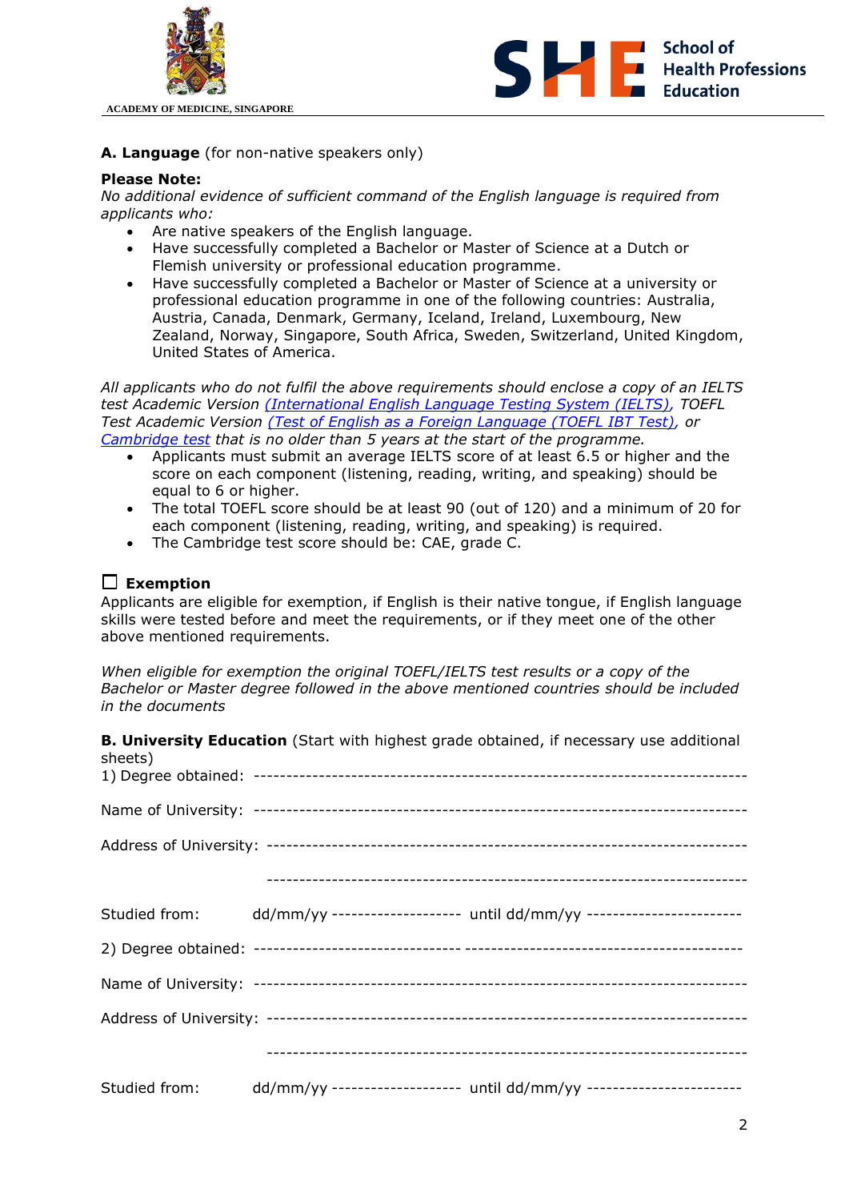**A. Language** (for non-native speakers only)

**Please Note:**
*No additional evidence of sufficient command of the English language is required from applicants who:*

- Are native speakers of the English language.
- Have successfully completed a Bachelor or Master of Science at a Dutch or Flemish university or professional education programme.
- Have successfully completed a Bachelor or Master of Science at a university or professional education programme in one of the following countries: Australia, Austria, Canada, Denmark, Germany, Iceland, Ireland, Luxembourg, New Zealand, Norway, Singapore, South Africa, Sweden, Switzerland, United Kingdom, United States of America.

*All applicants who do not fulfil the above requirements should enclose a copy of an IELTS test Academic Version (International English Language Testing System (IELTS), TOEFL Test Academic Version (Test of English as a Foreign Language (TOEFL IBT Test), or Cambridge test that is no older than 5 years at the start of the programme.*

- Applicants must submit an average IELTS score of at least 6.5 or higher and the score on each component (listening, reading, writing, and speaking) should be equal to 6 or higher.
- The total TOEFL score should be at least 90 (out of 120) and a minimum of 20 for each component (listening, reading, writing, and speaking) is required.
- The Cambridge test score should be: CAE, grade C.

☐ **Exemption**

Applicants are eligible for exemption, if English is their native tongue, if English language skills were tested before and meet the requirements, or if they meet one of the other above mentioned requirements.

*When eligible for exemption the original TOEFL/IELTS test results or a copy of the Bachelor or Master degree followed in the above mentioned countries should be included in the documents*

**B. University Education** (Start with highest grade obtained, if necessary use additional sheets)

1) Degree obtained: ------------------------------------------------------------------------

Name of University: ------------------------------------------------------------------------

Address of University: ------------------------------------------------------------------------

------------------------------------------------------------------------

Studied from: dd/mm/yy ------------------- until dd/mm/yy -----------------------

2) Degree obtained: ------------------------------------------------------------------------

Name of University: ------------------------------------------------------------------------

Address of University: ------------------------------------------------------------------------

------------------------------------------------------------------------

Studied from: dd/mm/yy ------------------- until dd/mm/yy -----------------------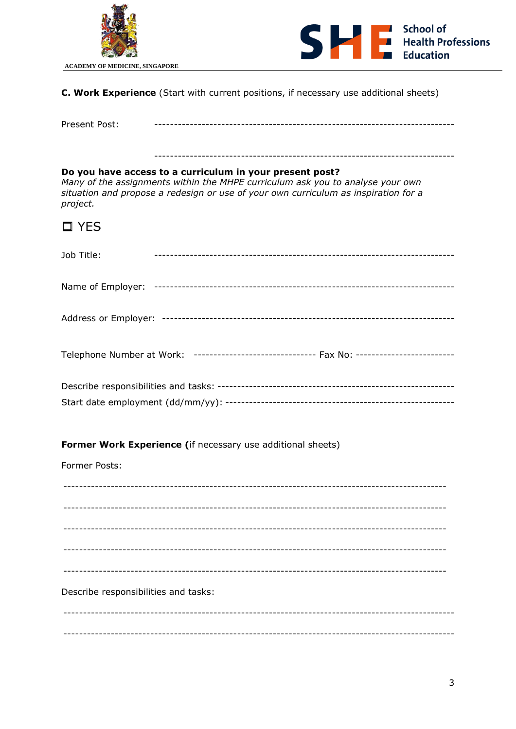**C. Work Experience** (Start with current positions, if necessary use additional sheets)

Present Post: ---------------------------------------------------------------------------

---------------------------------------------------------------------------

**Do you have access to a curriculum in your present post?**
*Many of the assignments within the MHPE curriculum ask you to analyse your own situation and propose a redesign or use of your own curriculum as inspiration for a project.*

☐ YES

Job Title: ---------------------------------------------------------------------------

Name of Employer: ---------------------------------------------------------------------------

Address or Employer: -------------------------------------------------------------------------

Telephone Number at Work: ------------------------------ Fax No: ------------------------

Describe responsibilities and tasks: -------------------------------------------------------

Start date employment (dd/mm/yy): --------------------------------------------------------

**Former Work Experience (**if necessary use additional sheets)

Former Posts:

-----------------------------------------------------------------------------------------------

-----------------------------------------------------------------------------------------------

-----------------------------------------------------------------------------------------------

-----------------------------------------------------------------------------------------------

-----------------------------------------------------------------------------------------------

Describe responsibilities and tasks:

-----------------------------------------------------------------------------------------------

-----------------------------------------------------------------------------------------------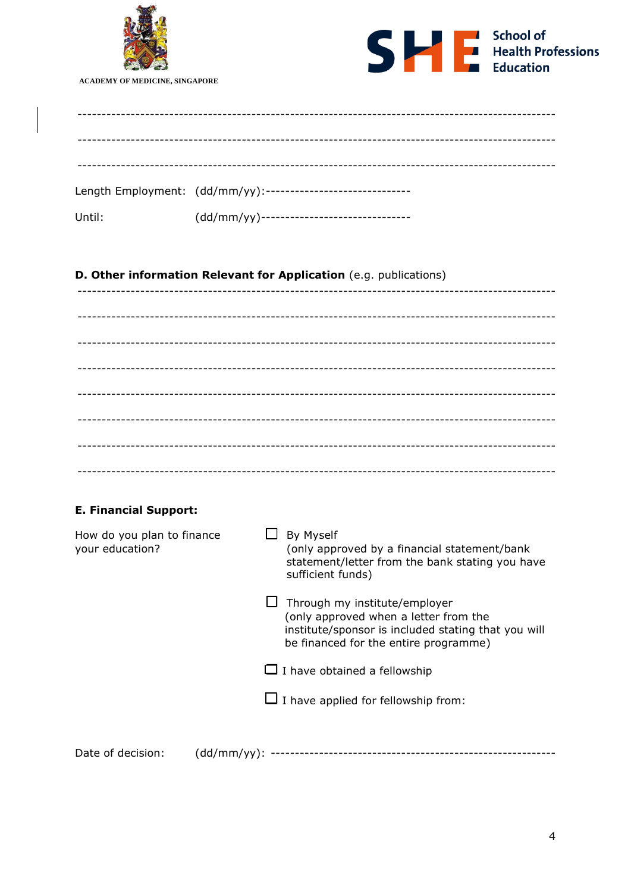ACADEMY OF MEDICINE, SINGAPORE

School of Health Professions Education

---------------------------------------------------------------------------------------------------

---------------------------------------------------------------------------------------------------

---------------------------------------------------------------------------------------------------

Length Employment: (dd/mm/yy):------------------------------

Until: (dd/mm/yy)-------------------------------

**D. Other information Relevant for Application** (e.g. publications)

---------------------------------------------------------------------------------------------------

---------------------------------------------------------------------------------------------------

---------------------------------------------------------------------------------------------------

---------------------------------------------------------------------------------------------------

---------------------------------------------------------------------------------------------------

---------------------------------------------------------------------------------------------------

---------------------------------------------------------------------------------------------------

---------------------------------------------------------------------------------------------------

**E. Financial Support:**

How do you plan to finance your education?

- ☐ By Myself (only approved by a financial statement/bank statement/letter from the bank stating you have sufficient funds)
- ☐ Through my institute/employer (only approved when a letter from the institute/sponsor is included stating that you will be financed for the entire programme)
- ☐ I have obtained a fellowship
- ☐ I have applied for fellowship from:

Date of decision: (dd/mm/yy): --------------------------------------------------------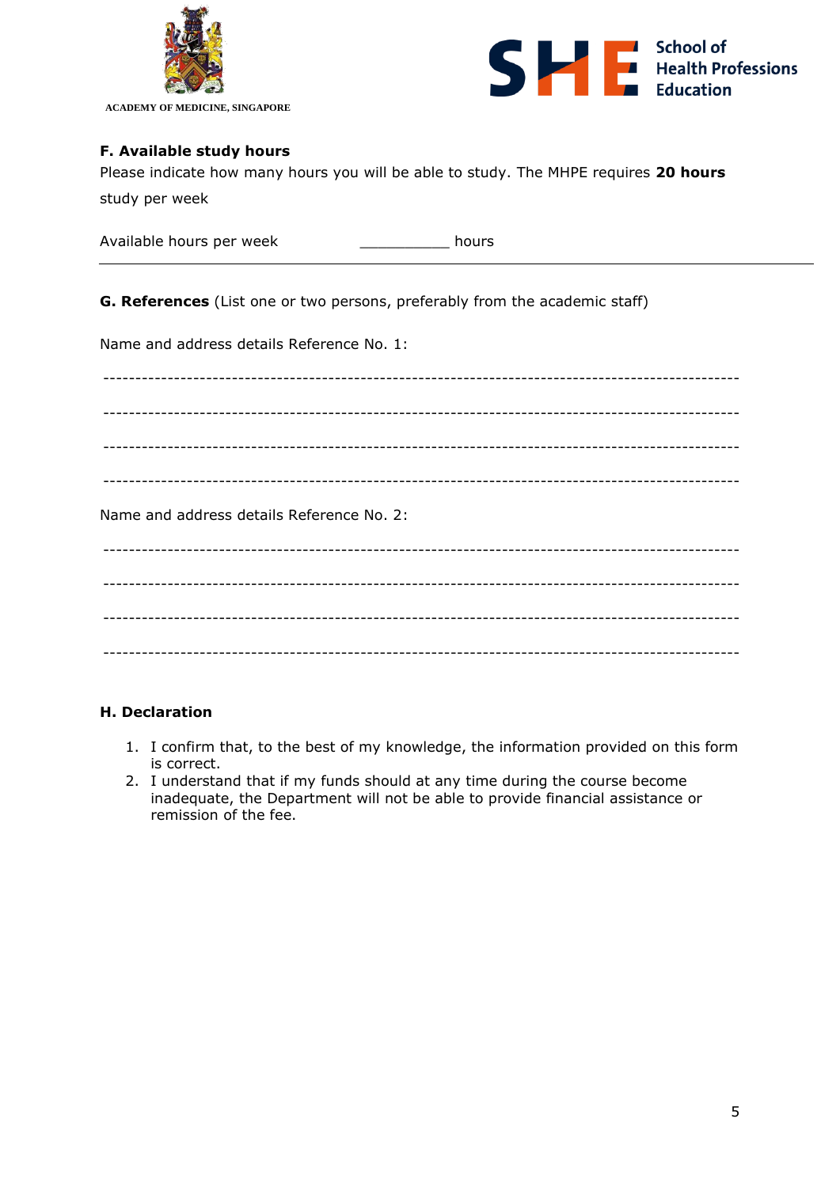ACADEMY OF MEDICINE, SINGAPORE

School of Health Professions Education

**F. Available study hours**

Please indicate how many hours you will be able to study. The MHPE requires **20 hours** study per week

Available hours per week __________ hours

---

**G. References** (List one or two persons, preferably from the academic staff)

Name and address details Reference No. 1:

-----------------------------------------------------------------------------------------------

-----------------------------------------------------------------------------------------------

-----------------------------------------------------------------------------------------------

-----------------------------------------------------------------------------------------------

Name and address details Reference No. 2:

-----------------------------------------------------------------------------------------------

-----------------------------------------------------------------------------------------------

-----------------------------------------------------------------------------------------------

-----------------------------------------------------------------------------------------------

**H. Declaration**

1. I confirm that, to the best of my knowledge, the information provided on this form is correct.
2. I understand that if my funds should at any time during the course become inadequate, the Department will not be able to provide financial assistance or remission of the fee.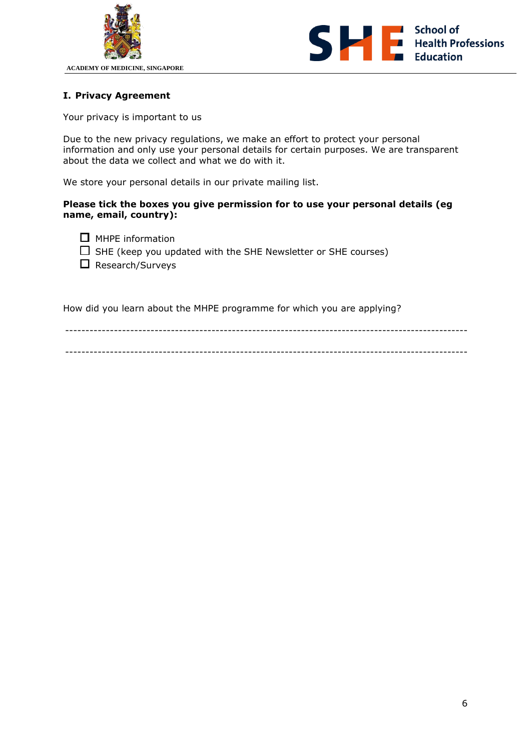ACADEMY OF MEDICINE, SINGAPORE

SHE School of Health Professions Education

## I. Privacy Agreement

Your privacy is important to us

Due to the new privacy regulations, we make an effort to protect your personal information and only use your personal details for certain purposes. We are transparent about the data we collect and what we do with it.

We store your personal details in our private mailing list.

**Please tick the boxes you give permission for to use your personal details (eg name, email, country):**

- ☐ MHPE information
- ☐ SHE (keep you updated with the SHE Newsletter or SHE courses)
- ☐ Research/Surveys

How did you learn about the MHPE programme for which you are applying?

------------------------------------------------------------------------------------------------

------------------------------------------------------------------------------------------------